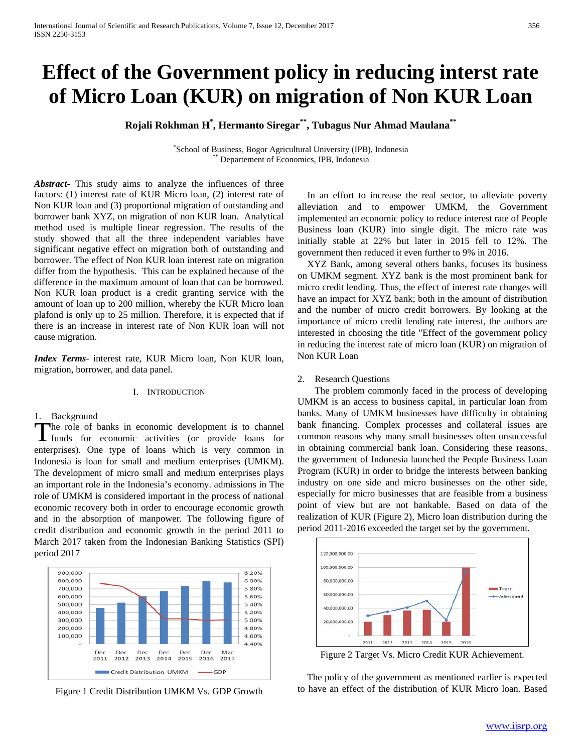# Effect of the Government policy in reducing interst rate of Micro Loan (KUR) on migration of Non KUR Loan

**Rojali Rokhman H[*], Hermanto Siregar[**], Tubagus Nur Ahmad Maulana[**]**

[*]School of Business, Bogor Agricultural University (IPB), Indonesia
[**] Departement of Economics, IPB, Indonesia

***Abstract***- This study aims to analyze the influences of three factors: (1) interest rate of KUR Micro loan, (2) interest rate of Non KUR loan and (3) proportional migration of outstanding and borrower bank XYZ, on migration of non KUR loan. Analytical method used is multiple linear regression. The results of the study showed that all the three independent variables have significant negative effect on migration both of outstanding and borrower. The effect of Non KUR loan interest rate on migration differ from the hypothesis. This can be explained because of the difference in the maximum amount of loan that can be borrowed. Non KUR loan product is a credit granting service with the amount of loan up to 200 million, whereby the KUR Micro loan plafond is only up to 25 million. Therefore, it is expected that if there is an increase in interest rate of Non KUR loan will not cause migration.

***Index Terms***- interest rate, KUR Micro loan, Non KUR loan, migration, borrower, and data panel.

## I. Introduction

### 1. Background

The role of banks in economic development is to channel funds for economic activities (or provide loans for enterprises). One type of loans which is very common in Indonesia is loan for small and medium enterprises (UMKM). The development of micro small and medium enterprises plays an important role in the Indonesia's economy. admissions in The role of UMKM is considered important in the process of national economic recovery both in order to encourage economic growth and in the absorption of manpower. The following figure of credit distribution and economic growth in the period 2011 to March 2017 taken from the Indonesian Banking Statistics (SPI) period 2017

Figure 1 Credit Distribution UMKM Vs. GDP Growth

In an effort to increase the real sector, to alleviate poverty alleviation and to empower UMKM, the Government implemented an economic policy to reduce interest rate of People Business loan (KUR) into single digit. The micro rate was initially stable at 22% but later in 2015 fell to 12%. The government then reduced it even further to 9% in 2016.

XYZ Bank, among several others banks, focuses its business on UMKM segment. XYZ bank is the most prominent bank for micro credit lending. Thus, the effect of interest rate changes will have an impact for XYZ bank; both in the amount of distribution and the number of micro credit borrowers. By looking at the importance of micro credit lending rate interest, the authors are interested in choosing the title "Effect of the government policy in reducing the interest rate of micro loan (KUR) on migration of Non KUR Loan

### 2. Research Questions

The problem commonly faced in the process of developing UMKM is an access to business capital, in particular loan from banks. Many of UMKM businesses have difficulty in obtaining bank financing. Complex processes and collateral issues are common reasons why many small businesses often unsuccessful in obtaining commercial bank loan. Considering these reasons, the government of Indonesia launched the People Business Loan Program (KUR) in order to bridge the interests between banking industry on one side and micro businesses on the other side, especially for micro businesses that are feasible from a business point of view but are not bankable. Based on data of the realization of KUR (Figure 2), Micro loan distribution during the period 2011-2016 exceeded the target set by the government.

Figure 2 Target Vs. Micro Credit KUR Achievement.

The policy of the government as mentioned earlier is expected to have an effect of the distribution of KUR Micro loan. Based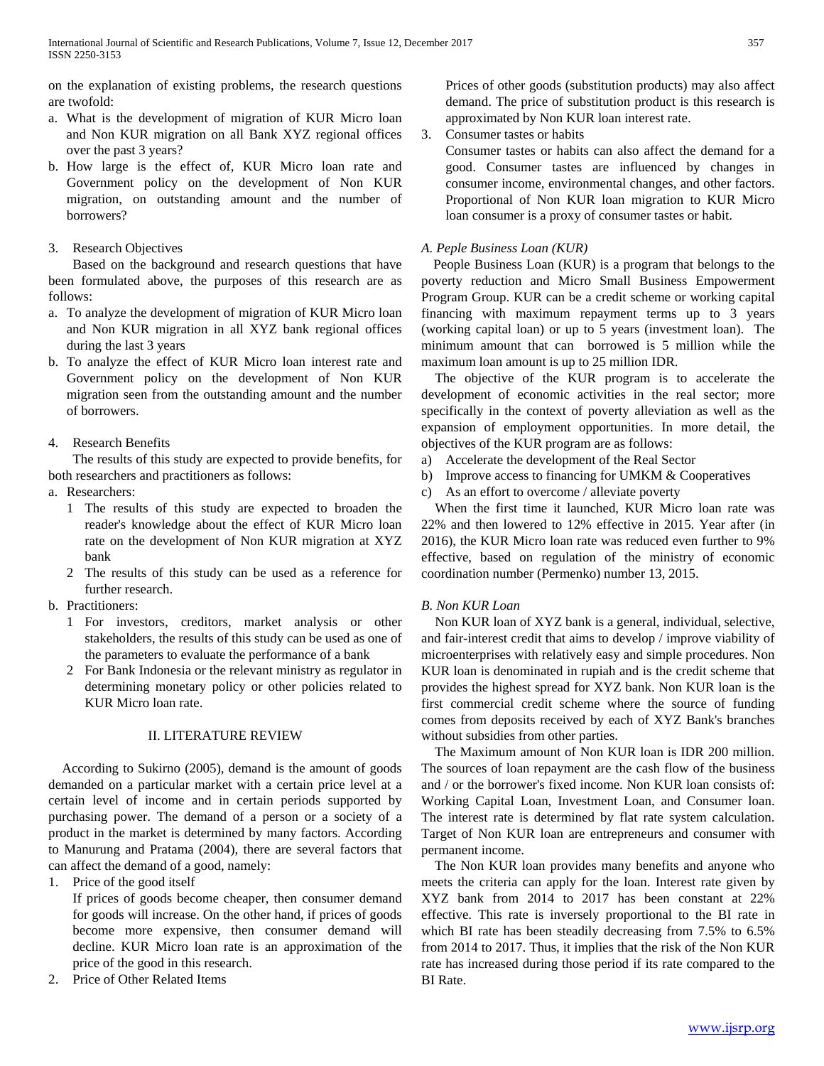on the explanation of existing problems, the research questions are twofold:

a. What is the development of migration of KUR Micro loan and Non KUR migration on all Bank XYZ regional offices over the past 3 years?
b. How large is the effect of, KUR Micro loan rate and Government policy on the development of Non KUR migration, on outstanding amount and the number of borrowers?

3. Research Objectives

Based on the background and research questions that have been formulated above, the purposes of this research are as follows:

a. To analyze the development of migration of KUR Micro loan and Non KUR migration in all XYZ bank regional offices during the last 3 years
b. To analyze the effect of KUR Micro loan interest rate and Government policy on the development of Non KUR migration seen from the outstanding amount and the number of borrowers.

4. Research Benefits

The results of this study are expected to provide benefits, for both researchers and practitioners as follows:

a. Researchers:
   1 The results of this study are expected to broaden the reader's knowledge about the effect of KUR Micro loan rate on the development of Non KUR migration at XYZ bank
   2 The results of this study can be used as a reference for further research.
b. Practitioners:
   1 For investors, creditors, market analysis or other stakeholders, the results of this study can be used as one of the parameters to evaluate the performance of a bank
   2 For Bank Indonesia or the relevant ministry as regulator in determining monetary policy or other policies related to KUR Micro loan rate.

## II. LITERATURE REVIEW

According to Sukirno (2005), demand is the amount of goods demanded on a particular market with a certain price level at a certain level of income and in certain periods supported by purchasing power. The demand of a person or a society of a product in the market is determined by many factors. According to Manurung and Pratama (2004), there are several factors that can affect the demand of a good, namely:

1. Price of the good itself
   If prices of goods become cheaper, then consumer demand for goods will increase. On the other hand, if prices of goods become more expensive, then consumer demand will decline. KUR Micro loan rate is an approximation of the price of the good in this research.
2. Price of Other Related Items
   Prices of other goods (substitution products) may also affect demand. The price of substitution product is this research is approximated by Non KUR loan interest rate.
3. Consumer tastes or habits
   Consumer tastes or habits can also affect the demand for a good. Consumer tastes are influenced by changes in consumer income, environmental changes, and other factors. Proportional of Non KUR loan migration to KUR Micro loan consumer is a proxy of consumer tastes or habit.

### *A. Peple Business Loan (KUR)*

People Business Loan (KUR) is a program that belongs to the poverty reduction and Micro Small Business Empowerment Program Group. KUR can be a credit scheme or working capital financing with maximum repayment terms up to 3 years (working capital loan) or up to 5 years (investment loan). The minimum amount that can borrowed is 5 million while the maximum loan amount is up to 25 million IDR.

The objective of the KUR program is to accelerate the development of economic activities in the real sector; more specifically in the context of poverty alleviation as well as the expansion of employment opportunities. In more detail, the objectives of the KUR program are as follows:

a) Accelerate the development of the Real Sector
b) Improve access to financing for UMKM & Cooperatives
c) As an effort to overcome / alleviate poverty

When the first time it launched, KUR Micro loan rate was 22% and then lowered to 12% effective in 2015. Year after (in 2016), the KUR Micro loan rate was reduced even further to 9% effective, based on regulation of the ministry of economic coordination number (Permenko) number 13, 2015.

### *B. Non KUR Loan*

Non KUR loan of XYZ bank is a general, individual, selective, and fair-interest credit that aims to develop / improve viability of microenterprises with relatively easy and simple procedures. Non KUR loan is denominated in rupiah and is the credit scheme that provides the highest spread for XYZ bank. Non KUR loan is the first commercial credit scheme where the source of funding comes from deposits received by each of XYZ Bank's branches without subsidies from other parties.

The Maximum amount of Non KUR loan is IDR 200 million. The sources of loan repayment are the cash flow of the business and / or the borrower's fixed income. Non KUR loan consists of: Working Capital Loan, Investment Loan, and Consumer loan. The interest rate is determined by flat rate system calculation. Target of Non KUR loan are entrepreneurs and consumer with permanent income.

The Non KUR loan provides many benefits and anyone who meets the criteria can apply for the loan. Interest rate given by XYZ bank from 2014 to 2017 has been constant at 22% effective. This rate is inversely proportional to the BI rate in which BI rate has been steadily decreasing from 7.5% to 6.5% from 2014 to 2017. Thus, it implies that the risk of the Non KUR rate has increased during those period if its rate compared to the BI Rate.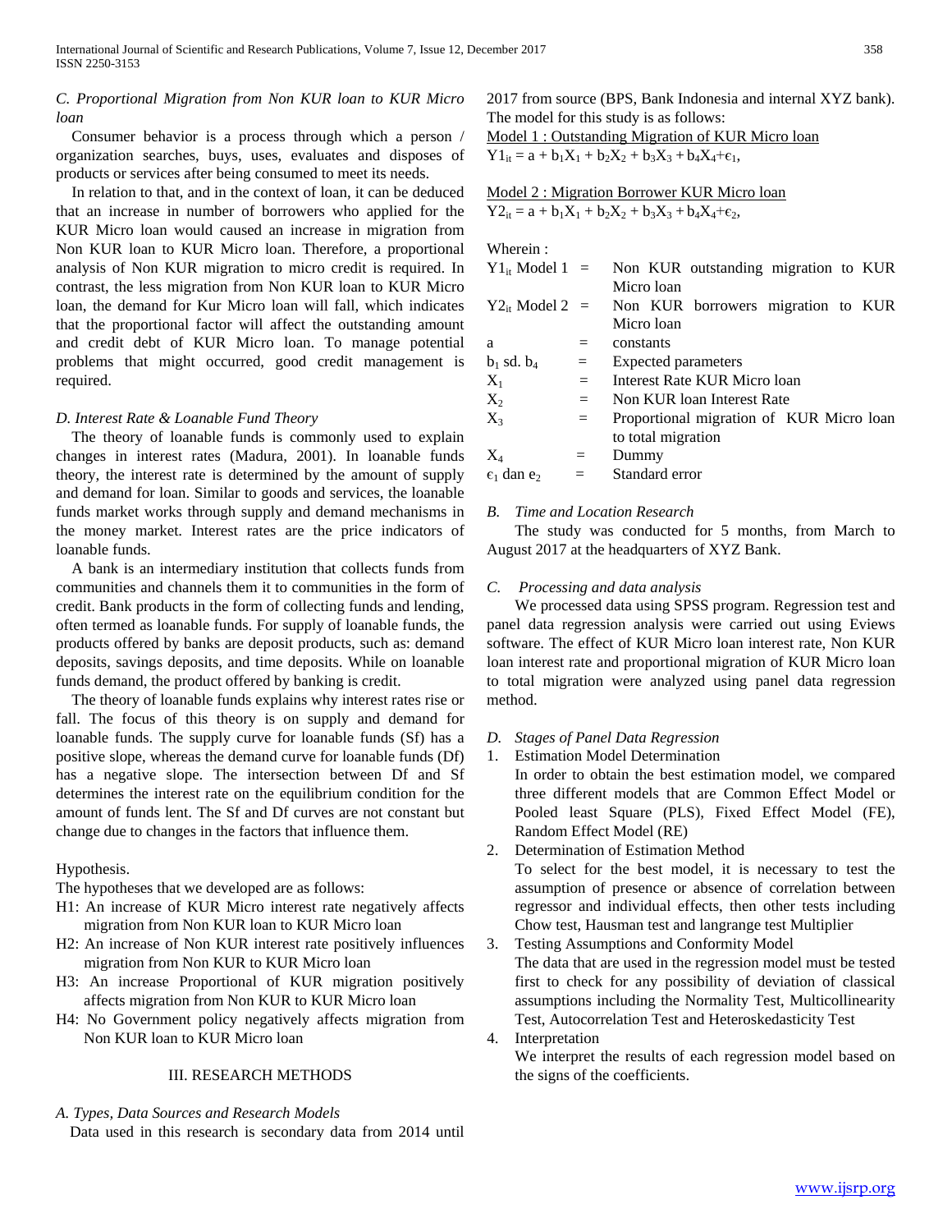### *C. Proportional Migration from Non KUR loan to KUR Micro loan*

Consumer behavior is a process through which a person / organization searches, buys, uses, evaluates and disposes of products or services after being consumed to meet its needs.

In relation to that, and in the context of loan, it can be deduced that an increase in number of borrowers who applied for the KUR Micro loan would caused an increase in migration from Non KUR loan to KUR Micro loan. Therefore, a proportional analysis of Non KUR migration to micro credit is required. In contrast, the less migration from Non KUR loan to KUR Micro loan, the demand for Kur Micro loan will fall, which indicates that the proportional factor will affect the outstanding amount and credit debt of KUR Micro loan. To manage potential problems that might occurred, good credit management is required.

### *D. Interest Rate & Loanable Fund Theory*

The theory of loanable funds is commonly used to explain changes in interest rates (Madura, 2001). In loanable funds theory, the interest rate is determined by the amount of supply and demand for loan. Similar to goods and services, the loanable funds market works through supply and demand mechanisms in the money market. Interest rates are the price indicators of loanable funds.

A bank is an intermediary institution that collects funds from communities and channels them it to communities in the form of credit. Bank products in the form of collecting funds and lending, often termed as loanable funds. For supply of loanable funds, the products offered by banks are deposit products, such as: demand deposits, savings deposits, and time deposits. While on loanable funds demand, the product offered by banking is credit.

The theory of loanable funds explains why interest rates rise or fall. The focus of this theory is on supply and demand for loanable funds. The supply curve for loanable funds (Sf) has a positive slope, whereas the demand curve for loanable funds (Df) has a negative slope. The intersection between Df and Sf determines the interest rate on the equilibrium condition for the amount of funds lent. The Sf and Df curves are not constant but change due to changes in the factors that influence them.

Hypothesis.

The hypotheses that we developed are as follows:

- H1: An increase of KUR Micro interest rate negatively affects migration from Non KUR loan to KUR Micro loan
- H2: An increase of Non KUR interest rate positively influences migration from Non KUR to KUR Micro loan
- H3: An increase Proportional of KUR migration positively affects migration from Non KUR to KUR Micro loan
- H4: No Government policy negatively affects migration from Non KUR loan to KUR Micro loan

## III. RESEARCH METHODS

### *A. Types, Data Sources and Research Models*

Data used in this research is secondary data from 2014 until 2017 from source (BPS, Bank Indonesia and internal XYZ bank). The model for this study is as follows:

Model 1 : Outstanding Migration of KUR Micro loan

$$Y1_{it} = a + b_1X_1 + b_2X_2 + b_3X_3 + b_4X_4 + \epsilon_1,$$

Model 2 : Migration Borrower KUR Micro loan

$$Y2_{it} = a + b_1X_1 + b_2X_2 + b_3X_3 + b_4X_4 + \epsilon_2,$$

Wherein :

| | | |
|---|---|---|
| $Y1_{it}$ Model 1 | = | Non KUR outstanding migration to KUR Micro loan |
| $Y2_{it}$ Model 2 | = | Non KUR borrowers migration to KUR Micro loan |
| a | = | constants |
| $b_1$ sd. $b_4$ | = | Expected parameters |
| $X_1$ | = | Interest Rate KUR Micro loan |
| $X_2$ | = | Non KUR loan Interest Rate |
| $X_3$ | = | Proportional migration of KUR Micro loan to total migration |
| $X_4$ | = | Dummy |
| $\epsilon_1$ dan $e_2$ | = | Standard error |

### *B. Time and Location Research*

The study was conducted for 5 months, from March to August 2017 at the headquarters of XYZ Bank.

### *C. Processing and data analysis*

We processed data using SPSS program. Regression test and panel data regression analysis were carried out using Eviews software. The effect of KUR Micro loan interest rate, Non KUR loan interest rate and proportional migration of KUR Micro loan to total migration were analyzed using panel data regression method.

### *D. Stages of Panel Data Regression*

1. Estimation Model Determination

   In order to obtain the best estimation model, we compared three different models that are Common Effect Model or Pooled least Square (PLS), Fixed Effect Model (FE), Random Effect Model (RE)
2. Determination of Estimation Method

   To select for the best model, it is necessary to test the assumption of presence or absence of correlation between regressor and individual effects, then other tests including Chow test, Hausman test and langrange test Multiplier
3. Testing Assumptions and Conformity Model

   The data that are used in the regression model must be tested first to check for any possibility of deviation of classical assumptions including the Normality Test, Multicollinearity Test, Autocorrelation Test and Heteroskedasticity Test
4. Interpretation

   We interpret the results of each regression model based on the signs of the coefficients.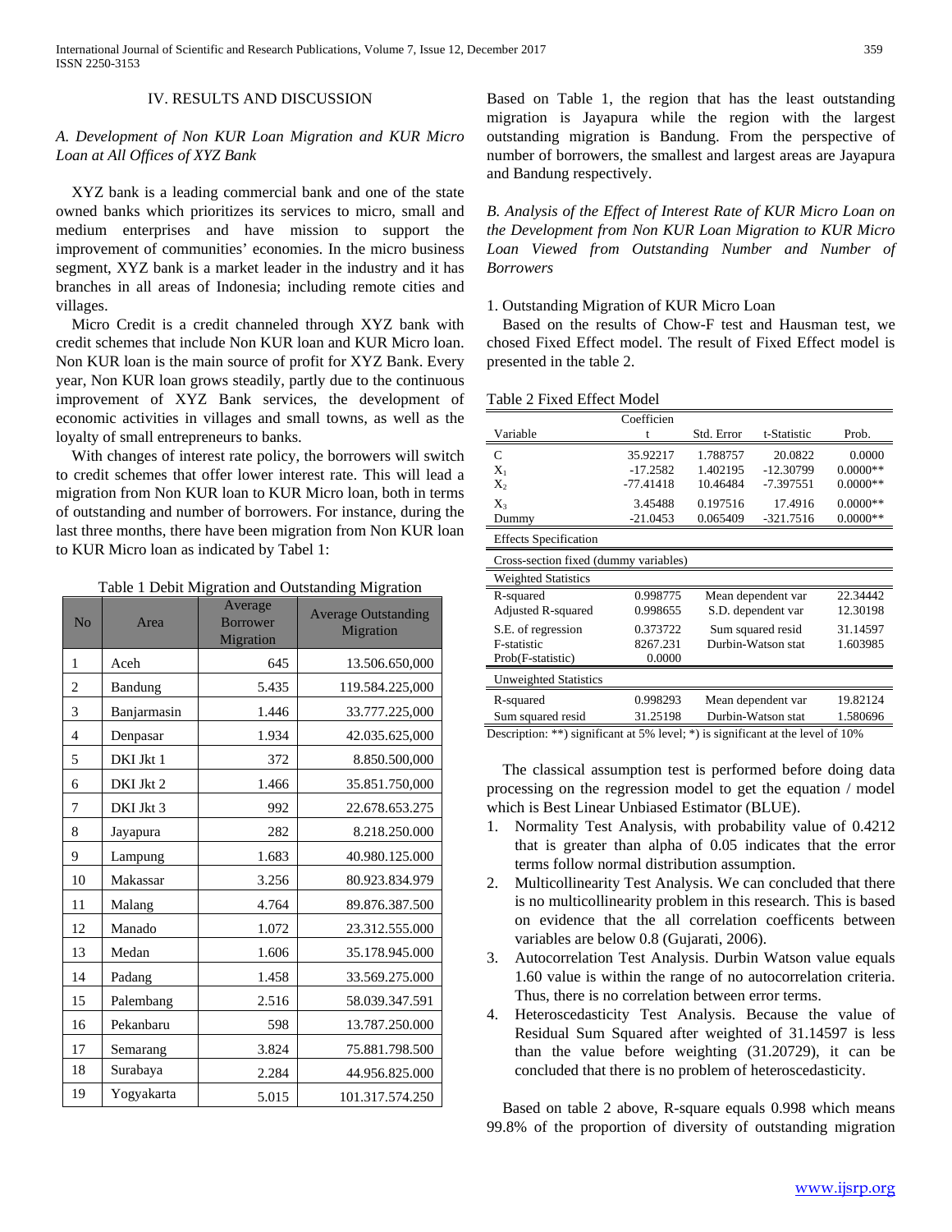## IV. RESULTS AND DISCUSSION

### *A. Development of Non KUR Loan Migration and KUR Micro Loan at All Offices of XYZ Bank*

XYZ bank is a leading commercial bank and one of the state owned banks which prioritizes its services to micro, small and medium enterprises and have mission to support the improvement of communities' economies. In the micro business segment, XYZ bank is a market leader in the industry and it has branches in all areas of Indonesia; including remote cities and villages.

Micro Credit is a credit channeled through XYZ bank with credit schemes that include Non KUR loan and KUR Micro loan. Non KUR loan is the main source of profit for XYZ Bank. Every year, Non KUR loan grows steadily, partly due to the continuous improvement of XYZ Bank services, the development of economic activities in villages and small towns, as well as the loyalty of small entrepreneurs to banks.

With changes of interest rate policy, the borrowers will switch to credit schemes that offer lower interest rate. This will lead a migration from Non KUR loan to KUR Micro loan, both in terms of outstanding and number of borrowers. For instance, during the last three months, there have been migration from Non KUR loan to KUR Micro loan as indicated by Tabel 1:

Table 1 Debit Migration and Outstanding Migration

| No | Area | Average Borrower Migration | Average Outstanding Migration |
|---|---|---|---|
| 1 | Aceh | 645 | 13.506.650,000 |
| 2 | Bandung | 5.435 | 119.584.225,000 |
| 3 | Banjarmasin | 1.446 | 33.777.225,000 |
| 4 | Denpasar | 1.934 | 42.035.625,000 |
| 5 | DKI Jkt 1 | 372 | 8.850.500,000 |
| 6 | DKI Jkt 2 | 1.466 | 35.851.750,000 |
| 7 | DKI Jkt 3 | 992 | 22.678.653.275 |
| 8 | Jayapura | 282 | 8.218.250.000 |
| 9 | Lampung | 1.683 | 40.980.125.000 |
| 10 | Makassar | 3.256 | 80.923.834.979 |
| 11 | Malang | 4.764 | 89.876.387.500 |
| 12 | Manado | 1.072 | 23.312.555.000 |
| 13 | Medan | 1.606 | 35.178.945.000 |
| 14 | Padang | 1.458 | 33.569.275.000 |
| 15 | Palembang | 2.516 | 58.039.347.591 |
| 16 | Pekanbaru | 598 | 13.787.250.000 |
| 17 | Semarang | 3.824 | 75.881.798.500 |
| 18 | Surabaya | 2.284 | 44.956.825.000 |
| 19 | Yogyakarta | 5.015 | 101.317.574.250 |

Based on Table 1, the region that has the least outstanding migration is Jayapura while the region with the largest outstanding migration is Bandung. From the perspective of number of borrowers, the smallest and largest areas are Jayapura and Bandung respectively.

### *B. Analysis of the Effect of Interest Rate of KUR Micro Loan on the Development from Non KUR Loan Migration to KUR Micro Loan Viewed from Outstanding Number and Number of Borrowers*

1. Outstanding Migration of KUR Micro Loan

Based on the results of Chow-F test and Hausman test, we chosed Fixed Effect model. The result of Fixed Effect model is presented in the table 2.

Table 2 Fixed Effect Model

| Variable | Coefficient | Std. Error | t-Statistic | Prob. |
|---|---|---|---|---|
| C | 35.92217 | 1.788757 | 20.0822 | 0.0000 |
| $X_1$ | -17.2582 | 1.402195 | -12.30799 | 0.0000** |
| $X_2$ | -77.41418 | 10.46484 | -7.397551 | 0.0000** |
| $X_3$ | 3.45488 | 0.197516 | 17.4916 | 0.0000** |
| Dummy | -21.0453 | 0.065409 | -321.7516 | 0.0000** |
| Effects Specification | | | | |
| Cross-section fixed (dummy variables) | | | | |
| Weighted Statistics | | | | |
| R-squared | 0.998775 | Mean dependent var | | 22.34442 |
| Adjusted R-squared | 0.998655 | S.D. dependent var | | 12.30198 |
| S.E. of regression | 0.373722 | Sum squared resid | | 31.14597 |
| F-statistic | 8267.231 | Durbin-Watson stat | | 1.603985 |
| Prob(F-statistic) | 0.0000 | | | |
| Unweighted Statistics | | | | |
| R-squared | 0.998293 | Mean dependent var | | 19.82124 |
| Sum squared resid | 31.25198 | Durbin-Watson stat | | 1.580696 |

Description: **) significant at 5% level; *) is significant at the level of 10%

The classical assumption test is performed before doing data processing on the regression model to get the equation / model which is Best Linear Unbiased Estimator (BLUE).

1. Normality Test Analysis, with probability value of 0.4212 that is greater than alpha of 0.05 indicates that the error terms follow normal distribution assumption.
2. Multicollinearity Test Analysis. We can concluded that there is no multicollinearity problem in this research. This is based on evidence that the all correlation coefficents between variables are below 0.8 (Gujarati, 2006).
3. Autocorrelation Test Analysis. Durbin Watson value equals 1.60 value is within the range of no autocorrelation criteria. Thus, there is no correlation between error terms.
4. Heteroscedasticity Test Analysis. Because the value of Residual Sum Squared after weighted of 31.14597 is less than the value before weighting (31.20729), it can be concluded that there is no problem of heteroscedasticity.

Based on table 2 above, R-square equals 0.998 which means 99.8% of the proportion of diversity of outstanding migration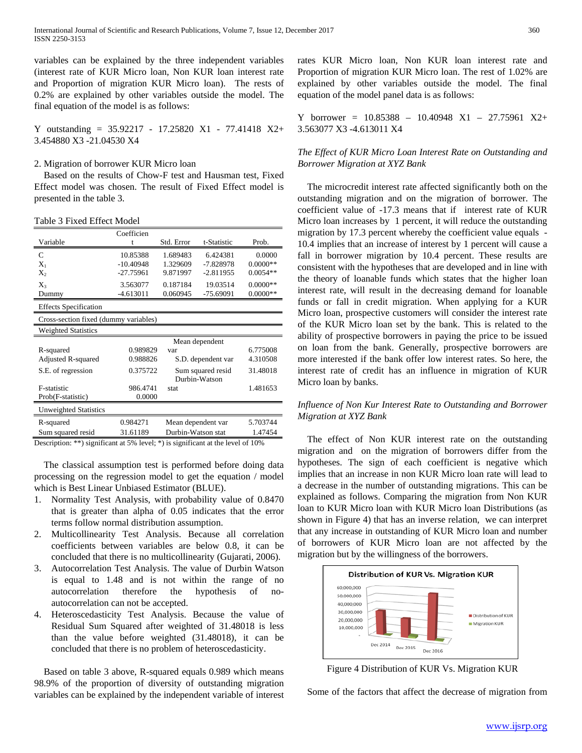variables can be explained by the three independent variables (interest rate of KUR Micro loan, Non KUR loan interest rate and Proportion of migration KUR Micro loan). The rests of 0.2% are explained by other variables outside the model. The final equation of the model is as follows:

Y outstanding = 35.92217 - 17.25820 X1 - 77.41418 X2+ 3.454880 X3 -21.04530 X4

2. Migration of borrower KUR Micro loan

Based on the results of Chow-F test and Hausman test, Fixed Effect model was chosen. The result of Fixed Effect model is presented in the table 3.

Table 3 Fixed Effect Model

| Variable | Coefficient | Std. Error | t-Statistic | Prob. |
|---|---|---|---|---|
| C | 10.85388 | 1.689483 | 6.424381 | 0.0000 |
| $X_1$ | -10.40948 | 1.329609 | -7.828978 | 0.0000** |
| $X_2$ | -27.75961 | 9.871997 | -2.811955 | 0.0054** |
| $X_3$ | 3.563077 | 0.187184 | 19.03514 | 0.0000** |
| Dummy | -4.613011 | 0.060945 | -75.69091 | 0.0000** |
| Effects Specification | | | | |
| Cross-section fixed (dummy variables) | | | | |
| Weighted Statistics | | | | |
| R-squared | 0.989829 | Mean dependent var | | 6.775008 |
| Adjusted R-squared | 0.988826 | S.D. dependent var | | 4.310508 |
| S.E. of regression | 0.375722 | Sum squared resid | | 31.48018 |
| F-statistic | 986.4741 | Durbin-Watson stat | | 1.481653 |
| Prob(F-statistic) | 0.0000 | | | |
| Unweighted Statistics | | | | |
| R-squared | 0.984271 | Mean dependent var | | 5.703744 |
| Sum squared resid | 31.61189 | Durbin-Watson stat | | 1.47454 |

Description: **) significant at 5% level; *) is significant at the level of 10%

The classical assumption test is performed before doing data processing on the regression model to get the equation / model which is Best Linear Unbiased Estimator (BLUE).

1. Normality Test Analysis, with probability value of 0.8470 that is greater than alpha of 0.05 indicates that the error terms follow normal distribution assumption.
2. Multicollinearity Test Analysis. Because all correlation coefficients between variables are below 0.8, it can be concluded that there is no multicollinearity (Gujarati, 2006).
3. Autocorrelation Test Analysis. The value of Durbin Watson is equal to 1.48 and is not within the range of no autocorrelation therefore the hypothesis of no-autocorrelation can not be accepted.
4. Heteroscedasticity Test Analysis. Because the value of Residual Sum Squared after weighted of 31.48018 is less than the value before weighted (31.48018), it can be concluded that there is no problem of heteroscedasticity.

Based on table 3 above, R-squared equals 0.989 which means 98.9% of the proportion of diversity of outstanding migration variables can be explained by the independent variable of interest rates KUR Micro loan, Non KUR loan interest rate and Proportion of migration KUR Micro loan. The rest of 1.02% are explained by other variables outside the model. The final equation of the model panel data is as follows:

Y borrower = 10.85388 – 10.40948 X1 – 27.75961 X2+ 3.563077 X3 -4.613011 X4

*The Effect of KUR Micro Loan Interest Rate on Outstanding and Borrower Migration at XYZ Bank*

The microcredit interest rate affected significantly both on the outstanding migration and on the migration of borrower. The coefficient value of -17.3 means that if interest rate of KUR Micro loan increases by 1 percent, it will reduce the outstanding migration by 17.3 percent whereby the coefficient value equals -10.4 implies that an increase of interest by 1 percent will cause a fall in borrower migration by 10.4 percent. These results are consistent with the hypotheses that are developed and in line with the theory of loanable funds which states that the higher loan interest rate, will result in the decreasing demand for loanable funds or fall in credit migration. When applying for a KUR Micro loan, prospective customers will consider the interest rate of the KUR Micro loan set by the bank. This is related to the ability of prospective borrowers in paying the price to be issued on loan from the bank. Generally, prospective borrowers are more interested if the bank offer low interest rates. So here, the interest rate of credit has an influence in migration of KUR Micro loan by banks.

*Influence of Non Kur Interest Rate to Outstanding and Borrower Migration at XYZ Bank*

The effect of Non KUR interest rate on the outstanding migration and on the migration of borrowers differ from the hypotheses. The sign of each coefficient is negative which implies that an increase in non KUR Micro loan rate will lead to a decrease in the number of outstanding migrations. This can be explained as follows. Comparing the migration from Non KUR loan to KUR Micro loan with KUR Micro loan Distributions (as shown in Figure 4) that has an inverse relation, we can interpret that any increase in outstanding of KUR Micro loan and number of borrowers of KUR Micro loan are not affected by the migration but by the willingness of the borrowers.

Figure 4 Distribution of KUR Vs. Migration KUR

Some of the factors that affect the decrease of migration from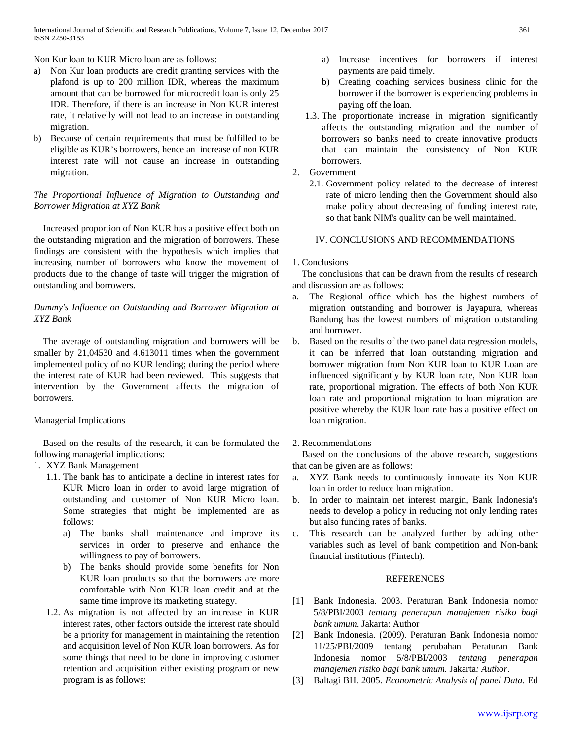Non Kur loan to KUR Micro loan are as follows:

a) Non Kur loan products are credit granting services with the plafond is up to 200 million IDR, whereas the maximum amount that can be borrowed for microcredit loan is only 25 IDR. Therefore, if there is an increase in Non KUR interest rate, it relativelly will not lead to an increase in outstanding migration.
b) Because of certain requirements that must be fulfilled to be eligible as KUR's borrowers, hence an increase of non KUR interest rate will not cause an increase in outstanding migration.

*The Proportional Influence of Migration to Outstanding and Borrower Migration at XYZ Bank*

Increased proportion of Non KUR has a positive effect both on the outstanding migration and the migration of borrowers. These findings are consistent with the hypothesis which implies that increasing number of borrowers who know the movement of products due to the change of taste will trigger the migration of outstanding and borrowers.

*Dummy's Influence on Outstanding and Borrower Migration at XYZ Bank*

The average of outstanding migration and borrowers will be smaller by 21,04530 and 4.613011 times when the government implemented policy of no KUR lending; during the period where the interest rate of KUR had been reviewed. This suggests that intervention by the Government affects the migration of borrowers.

Managerial Implications

Based on the results of the research, it can be formulated the following managerial implications:

1. XYZ Bank Management
   1.1. The bank has to anticipate a decline in interest rates for KUR Micro loan in order to avoid large migration of outstanding and customer of Non KUR Micro loan. Some strategies that might be implemented are as follows:
      a) The banks shall maintenance and improve its services in order to preserve and enhance the willingness to pay of borrowers.
      b) The banks should provide some benefits for Non KUR loan products so that the borrowers are more comfortable with Non KUR loan credit and at the same time improve its marketing strategy.
   1.2. As migration is not affected by an increase in KUR interest rates, other factors outside the interest rate should be a priority for management in maintaining the retention and acquisition level of Non KUR loan borrowers. As for some things that need to be done in improving customer retention and acquisition either existing program or new program is as follows:
      a) Increase incentives for borrowers if interest payments are paid timely.
      b) Creating coaching services business clinic for the borrower if the borrower is experiencing problems in paying off the loan.
   1.3. The proportionate increase in migration significantly affects the outstanding migration and the number of borrowers so banks need to create innovative products that can maintain the consistency of Non KUR borrowers.
2. Government
   2.1. Government policy related to the decrease of interest rate of micro lending then the Government should also make policy about decreasing of funding interest rate, so that bank NIM's quality can be well maintained.

## IV. CONCLUSIONS AND RECOMMENDATIONS

1. Conclusions

The conclusions that can be drawn from the results of research and discussion are as follows:

a. The Regional office which has the highest numbers of migration outstanding and borrower is Jayapura, whereas Bandung has the lowest numbers of migration outstanding and borrower.
b. Based on the results of the two panel data regression models, it can be inferred that loan outstanding migration and borrower migration from Non KUR loan to KUR Loan are influenced significantly by KUR loan rate, Non KUR loan rate, proportional migration. The effects of both Non KUR loan rate and proportional migration to loan migration are positive whereby the KUR loan rate has a positive effect on loan migration.

2. Recommendations

Based on the conclusions of the above research, suggestions that can be given are as follows:

a. XYZ Bank needs to continuously innovate its Non KUR loan in order to reduce loan migration.
b. In order to maintain net interest margin, Bank Indonesia's needs to develop a policy in reducing not only lending rates but also funding rates of banks.
c. This research can be analyzed further by adding other variables such as level of bank competition and Non-bank financial institutions (Fintech).

## REFERENCES

[1] Bank Indonesia. 2003. Peraturan Bank Indonesia nomor 5/8/PBI/2003 *tentang penerapan manajemen risiko bagi bank umum*. Jakarta: Author

[2] Bank Indonesia. (2009). Peraturan Bank Indonesia nomor 11/25/PBI/2009 tentang perubahan Peraturan Bank Indonesia nomor 5/8/PBI/2003 *tentang penerapan manajemen risiko bagi bank umum.* Jakarta*: Author*.

[3] Baltagi BH. 2005. *Econometric Analysis of panel Data*. Ed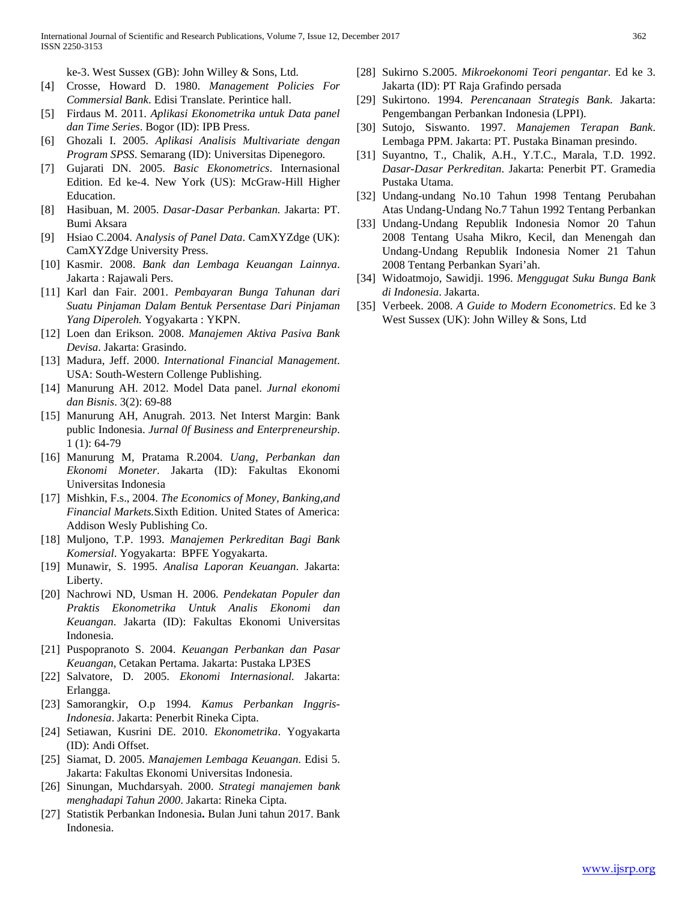ke-3. West Sussex (GB): John Willey & Sons, Ltd.

[4] Crosse, Howard D. 1980. *Management Policies For Commersial Bank*. Edisi Translate. Perintice hall.

[5] Firdaus M. 2011. *Aplikasi Ekonometrika untuk Data panel dan Time Series*. Bogor (ID): IPB Press.

[6] Ghozali I. 2005. *Aplikasi Analisis Multivariate dengan Program SPSS*. Semarang (ID): Universitas Dipenegoro.

[7] Gujarati DN. 2005. *Basic Ekonometrics*. Internasional Edition. Ed ke-4. New York (US): McGraw-Hill Higher Education.

[8] Hasibuan, M. 2005. *Dasar-Dasar Perbankan.* Jakarta: PT. Bumi Aksara

[9] Hsiao C.2004. A*nalysis of Panel Data*. CamXYZdge (UK): CamXYZdge University Press.

[10] Kasmir. 2008. *Bank dan Lembaga Keuangan Lainnya*. Jakarta : Rajawali Pers.

[11] Karl dan Fair. 2001. *Pembayaran Bunga Tahunan dari Suatu Pinjaman Dalam Bentuk Persentase Dari Pinjaman Yang Diperoleh.* Yogyakarta : YKPN.

[12] Loen dan Erikson. 2008. *Manajemen Aktiva Pasiva Bank Devisa*. Jakarta: Grasindo.

[13] Madura, Jeff. 2000. *International Financial Management*. USA: South-Western College Publishing.

[14] Manurung AH. 2012. Model Data panel. *Jurnal ekonomi dan Bisnis*. 3(2): 69-88

[15] Manurung AH, Anugrah. 2013. Net Interst Margin: Bank public Indonesia. *Jurnal 0f Business and Enterpreneurship*. 1 (1): 64-79

[16] Manurung M, Pratama R.2004. *Uang, Perbankan dan Ekonomi Moneter*. Jakarta (ID): Fakultas Ekonomi Universitas Indonesia

[17] Mishkin, F.s., 2004. *The Economics of Money, Banking,and Financial Markets.*Sixth Edition. United States of America: Addison Wesly Publishing Co.

[18] Muljono, T.P. 1993. *Manajemen Perkreditan Bagi Bank Komersial*. Yogyakarta: BPFE Yogyakarta.

[19] Munawir, S. 1995. *Analisa Laporan Keuangan*. Jakarta: Liberty.

[20] Nachrowi ND, Usman H. 2006. *Pendekatan Populer dan Praktis Ekonometrika Untuk Analis Ekonomi dan Keuangan*. Jakarta (ID): Fakultas Ekonomi Universitas Indonesia.

[21] Puspopranoto S. 2004. *Keuangan Perbankan dan Pasar Keuangan*, Cetakan Pertama. Jakarta: Pustaka LP3ES

[22] Salvatore, D. 2005. *Ekonomi Internasional.* Jakarta: Erlangga.

[23] Samorangkir, O.p 1994. *Kamus Perbankan Inggris-Indonesia*. Jakarta: Penerbit Rineka Cipta.

[24] Setiawan, Kusrini DE. 2010. *Ekonometrika*. Yogyakarta (ID): Andi Offset.

[25] Siamat, D. 2005. *Manajemen Lembaga Keuangan*. Edisi 5. Jakarta: Fakultas Ekonomi Universitas Indonesia.

[26] Sinungan, Muchdarsyah. 2000. *Strategi manajemen bank menghadapi Tahun 2000*. Jakarta: Rineka Cipta.

[27] Statistik Perbankan Indonesia**.** Bulan Juni tahun 2017. Bank Indonesia.

[28] Sukirno S.2005. *Mikroekonomi Teori pengantar*. Ed ke 3. Jakarta (ID): PT Raja Grafindo persada

[29] Sukirtono. 1994. *Perencanaan Strategis Bank*. Jakarta: Pengembangan Perbankan Indonesia (LPPI).

[30] Sutojo, Siswanto. 1997. *Manajemen Terapan Bank*. Lembaga PPM. Jakarta: PT. Pustaka Binaman presindo.

[31] Suyantno, T., Chalik, A.H., Y.T.C., Marala, T.D. 1992. *Dasar-Dasar Perkreditan*. Jakarta: Penerbit PT. Gramedia Pustaka Utama.

[32] Undang-undang No.10 Tahun 1998 Tentang Perubahan Atas Undang-Undang No.7 Tahun 1992 Tentang Perbankan

[33] Undang-Undang Republik Indonesia Nomor 20 Tahun 2008 Tentang Usaha Mikro, Kecil, dan Menengah dan Undang-Undang Republik Indonesia Nomer 21 Tahun 2008 Tentang Perbankan Syari'ah.

[34] Widoatmojo, Sawidji. 1996. *Menggugat Suku Bunga Bank di Indonesia*. Jakarta.

[35] Verbeek. 2008. *A Guide to Modern Econometrics*. Ed ke 3 West Sussex (UK): John Willey & Sons, Ltd